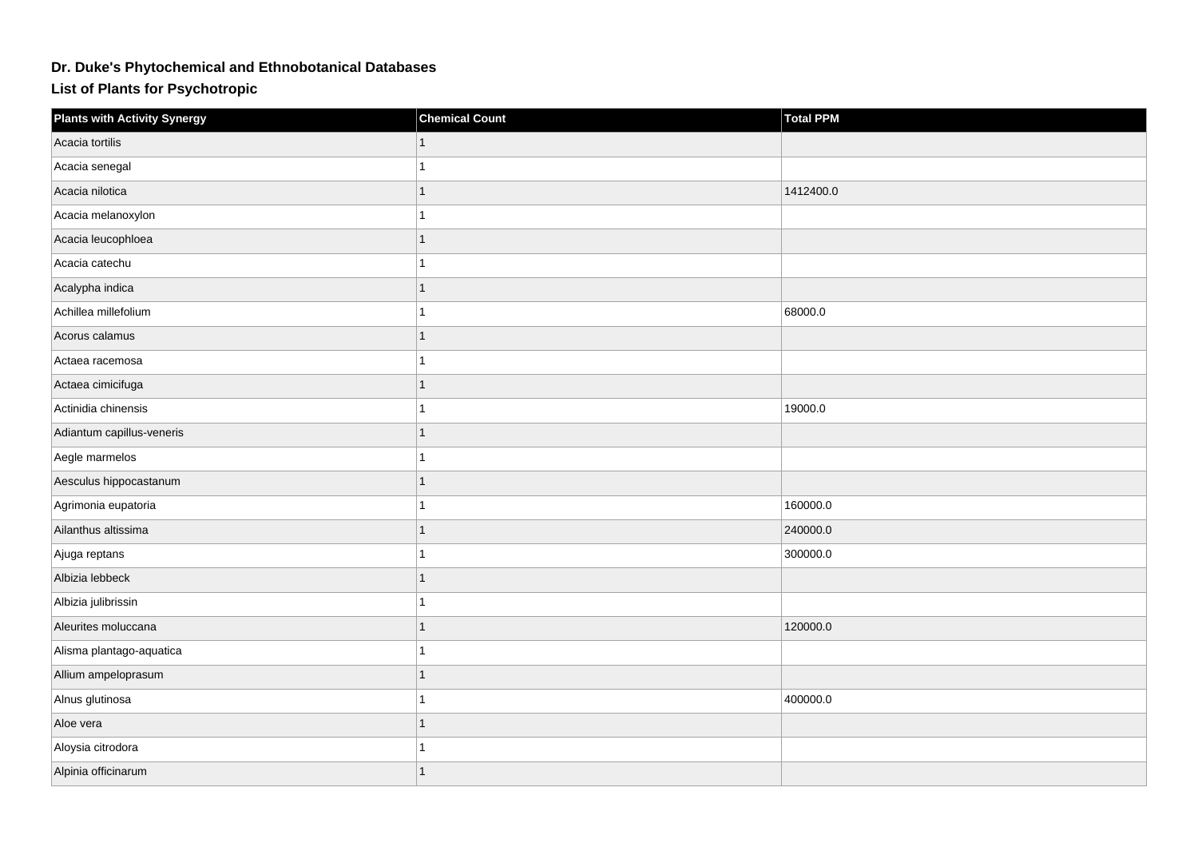# Dr. Duke's Phytochemical and Ethnobotanical Databases

## List of Plants for Psychotropic

| Plants with Activity Synergy | Chemical Count | Total PPM |
| --- | --- | --- |
| Acacia tortilis | 1 | |
| Acacia senegal | 1 | |
| Acacia nilotica | 1 | 1412400.0 |
| Acacia melanoxylon | 1 | |
| Acacia leucophloea | 1 | |
| Acacia catechu | 1 | |
| Acalypha indica | 1 | |
| Achillea millefolium | 1 | 68000.0 |
| Acorus calamus | 1 | |
| Actaea racemosa | 1 | |
| Actaea cimicifuga | 1 | |
| Actinidia chinensis | 1 | 19000.0 |
| Adiantum capillus-veneris | 1 | |
| Aegle marmelos | 1 | |
| Aesculus hippocastanum | 1 | |
| Agrimonia eupatoria | 1 | 160000.0 |
| Ailanthus altissima | 1 | 240000.0 |
| Ajuga reptans | 1 | 300000.0 |
| Albizia lebbeck | 1 | |
| Albizia julibrissin | 1 | |
| Aleurites moluccana | 1 | 120000.0 |
| Alisma plantago-aquatica | 1 | |
| Allium ampeloprasum | 1 | |
| Alnus glutinosa | 1 | 400000.0 |
| Aloe vera | 1 | |
| Aloysia citrodora | 1 | |
| Alpinia officinarum | 1 | |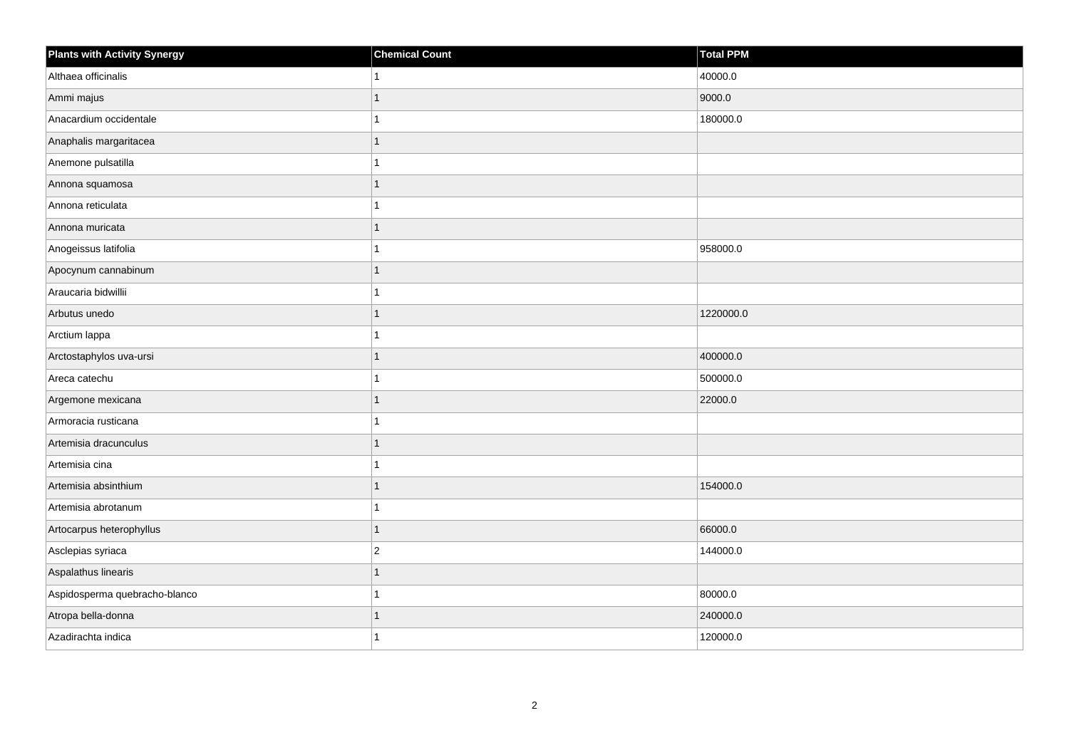| Plants with Activity Synergy | Chemical Count | Total PPM |
| --- | --- | --- |
| Althaea officinalis | 1 | 40000.0 |
| Ammi majus | 1 | 9000.0 |
| Anacardium occidentale | 1 | 180000.0 |
| Anaphalis margaritacea | 1 | |
| Anemone pulsatilla | 1 | |
| Annona squamosa | 1 | |
| Annona reticulata | 1 | |
| Annona muricata | 1 | |
| Anogeissus latifolia | 1 | 958000.0 |
| Apocynum cannabinum | 1 | |
| Araucaria bidwillii | 1 | |
| Arbutus unedo | 1 | 1220000.0 |
| Arctium lappa | 1 | |
| Arctostaphylos uva-ursi | 1 | 400000.0 |
| Areca catechu | 1 | 500000.0 |
| Argemone mexicana | 1 | 22000.0 |
| Armoracia rusticana | 1 | |
| Artemisia dracunculus | 1 | |
| Artemisia cina | 1 | |
| Artemisia absinthium | 1 | 154000.0 |
| Artemisia abrotanum | 1 | |
| Artocarpus heterophyllus | 1 | 66000.0 |
| Asclepias syriaca | 2 | 144000.0 |
| Aspalathus linearis | 1 | |
| Aspidosperma quebracho-blanco | 1 | 80000.0 |
| Atropa bella-donna | 1 | 240000.0 |
| Azadirachta indica | 1 | 120000.0 |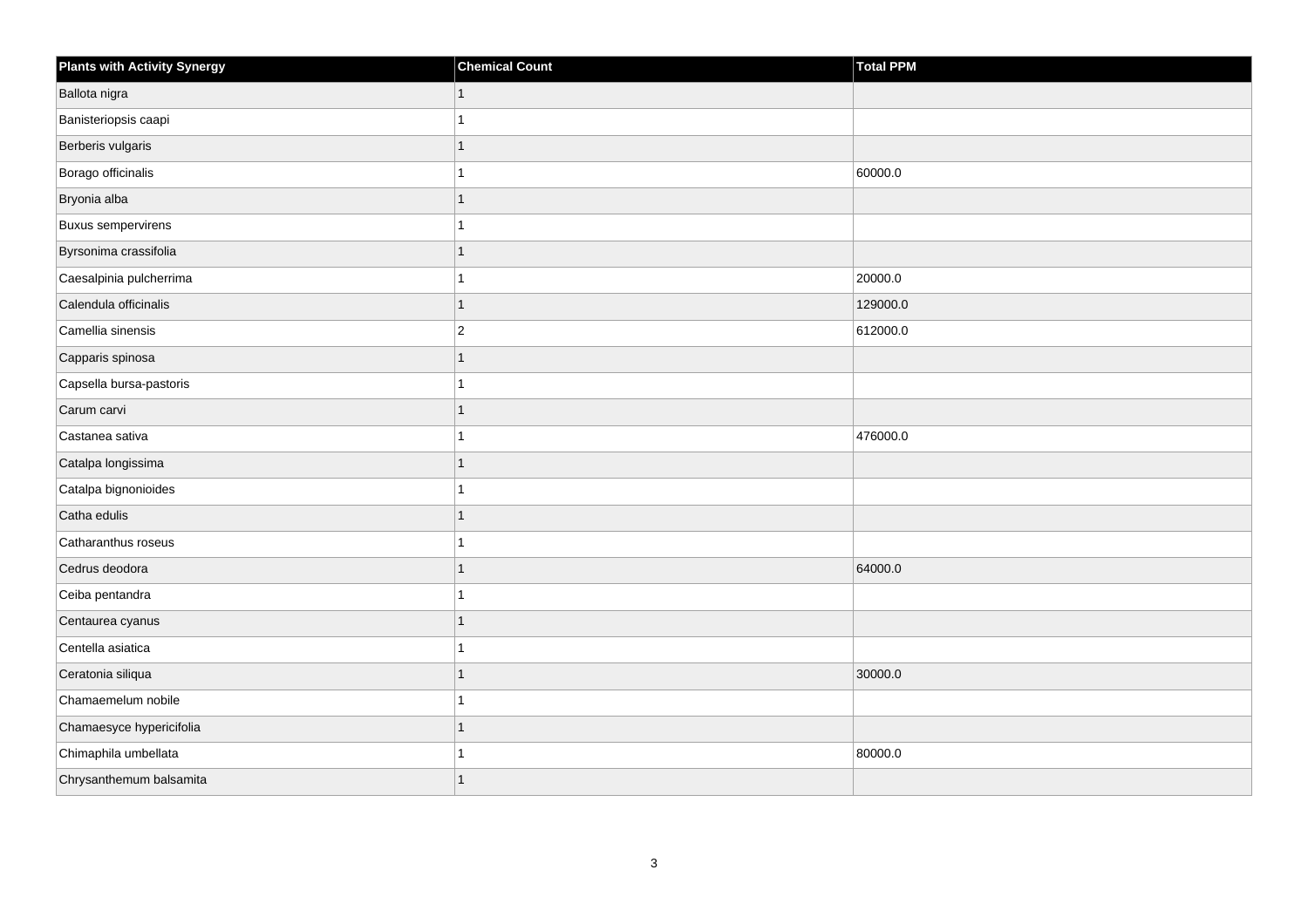| Plants with Activity Synergy | Chemical Count | Total PPM |
| --- | --- | --- |
| Ballota nigra | 1 | |
| Banisteriopsis caapi | 1 | |
| Berberis vulgaris | 1 | |
| Borago officinalis | 1 | 60000.0 |
| Bryonia alba | 1 | |
| Buxus sempervirens | 1 | |
| Byrsonima crassifolia | 1 | |
| Caesalpinia pulcherrima | 1 | 20000.0 |
| Calendula officinalis | 1 | 129000.0 |
| Camellia sinensis | 2 | 612000.0 |
| Capparis spinosa | 1 | |
| Capsella bursa-pastoris | 1 | |
| Carum carvi | 1 | |
| Castanea sativa | 1 | 476000.0 |
| Catalpa longissima | 1 | |
| Catalpa bignonioides | 1 | |
| Catha edulis | 1 | |
| Catharanthus roseus | 1 | |
| Cedrus deodora | 1 | 64000.0 |
| Ceiba pentandra | 1 | |
| Centaurea cyanus | 1 | |
| Centella asiatica | 1 | |
| Ceratonia siliqua | 1 | 30000.0 |
| Chamaemelum nobile | 1 | |
| Chamaesyce hypericifolia | 1 | |
| Chimaphila umbellata | 1 | 80000.0 |
| Chrysanthemum balsamita | 1 | |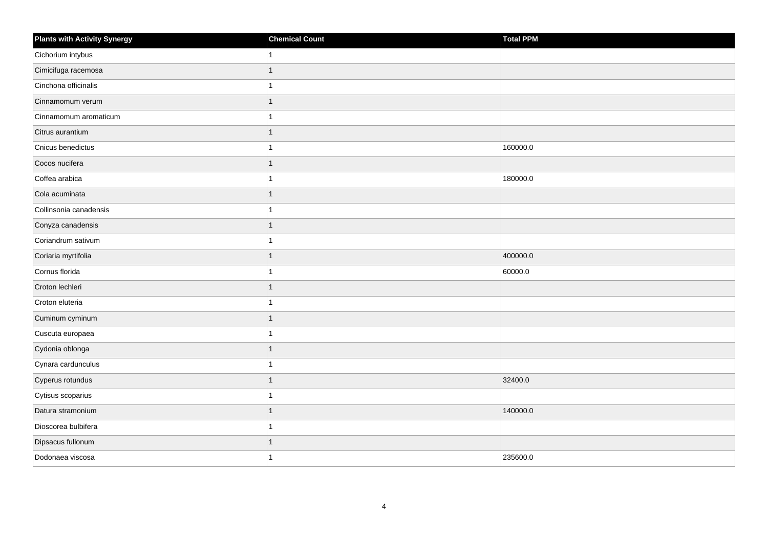| Plants with Activity Synergy | Chemical Count | Total PPM |
|---|---|---|
| Cichorium intybus | 1 | |
| Cimicifuga racemosa | 1 | |
| Cinchona officinalis | 1 | |
| Cinnamomum verum | 1 | |
| Cinnamomum aromaticum | 1 | |
| Citrus aurantium | 1 | |
| Cnicus benedictus | 1 | 160000.0 |
| Cocos nucifera | 1 | |
| Coffea arabica | 1 | 180000.0 |
| Cola acuminata | 1 | |
| Collinsonia canadensis | 1 | |
| Conyza canadensis | 1 | |
| Coriandrum sativum | 1 | |
| Coriaria myrtifolia | 1 | 400000.0 |
| Cornus florida | 1 | 60000.0 |
| Croton lechleri | 1 | |
| Croton eluteria | 1 | |
| Cuminum cyminum | 1 | |
| Cuscuta europaea | 1 | |
| Cydonia oblonga | 1 | |
| Cynara cardunculus | 1 | |
| Cyperus rotundus | 1 | 32400.0 |
| Cytisus scoparius | 1 | |
| Datura stramonium | 1 | 140000.0 |
| Dioscorea bulbifera | 1 | |
| Dipsacus fullonum | 1 | |
| Dodonaea viscosa | 1 | 235600.0 |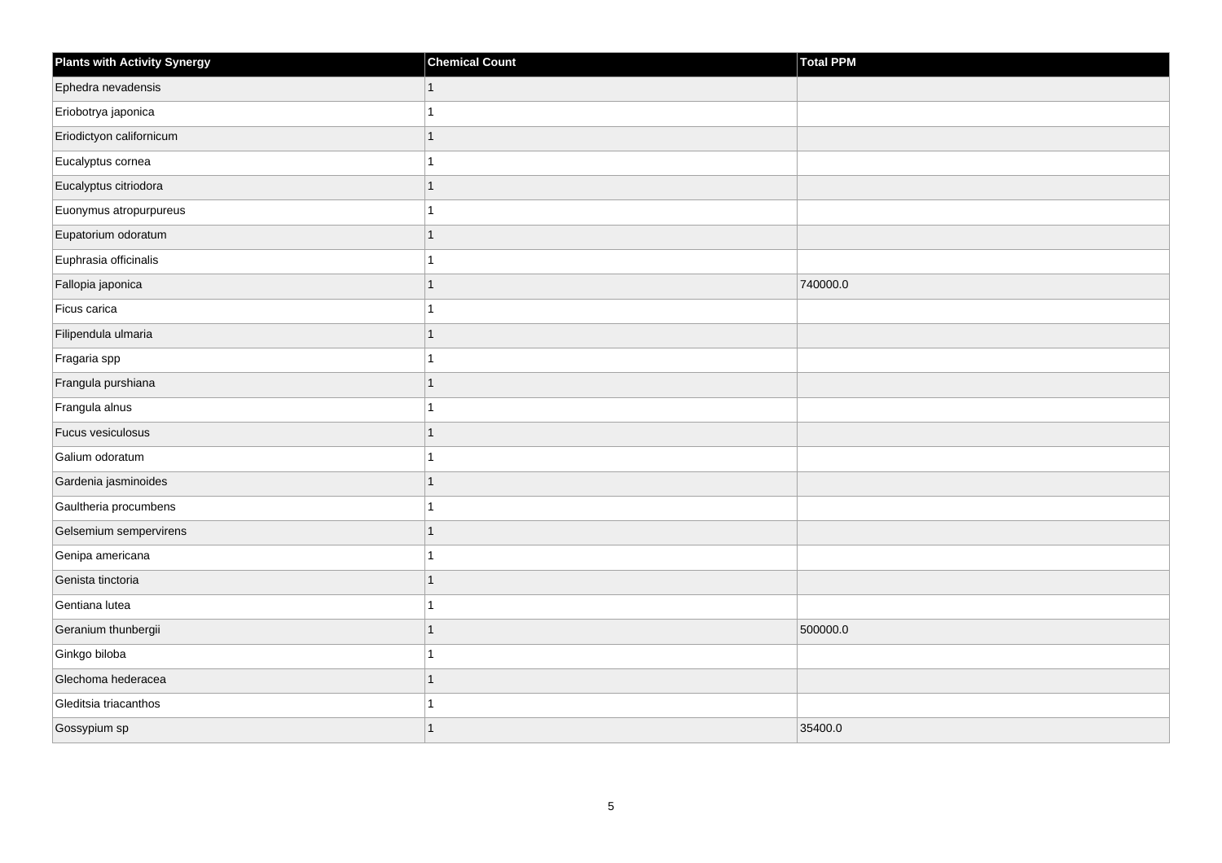| Plants with Activity Synergy | Chemical Count | Total PPM |
| --- | --- | --- |
| Ephedra nevadensis | 1 | |
| Eriobotrya japonica | 1 | |
| Eriodictyon californicum | 1 | |
| Eucalyptus cornea | 1 | |
| Eucalyptus citriodora | 1 | |
| Euonymus atropurpureus | 1 | |
| Eupatorium odoratum | 1 | |
| Euphrasia officinalis | 1 | |
| Fallopia japonica | 1 | 740000.0 |
| Ficus carica | 1 | |
| Filipendula ulmaria | 1 | |
| Fragaria spp | 1 | |
| Frangula purshiana | 1 | |
| Frangula alnus | 1 | |
| Fucus vesiculosus | 1 | |
| Galium odoratum | 1 | |
| Gardenia jasminoides | 1 | |
| Gaultheria procumbens | 1 | |
| Gelsemium sempervirens | 1 | |
| Genipa americana | 1 | |
| Genista tinctoria | 1 | |
| Gentiana lutea | 1 | |
| Geranium thunbergii | 1 | 500000.0 |
| Ginkgo biloba | 1 | |
| Glechoma hederacea | 1 | |
| Gleditsia triacanthos | 1 | |
| Gossypium sp | 1 | 35400.0 |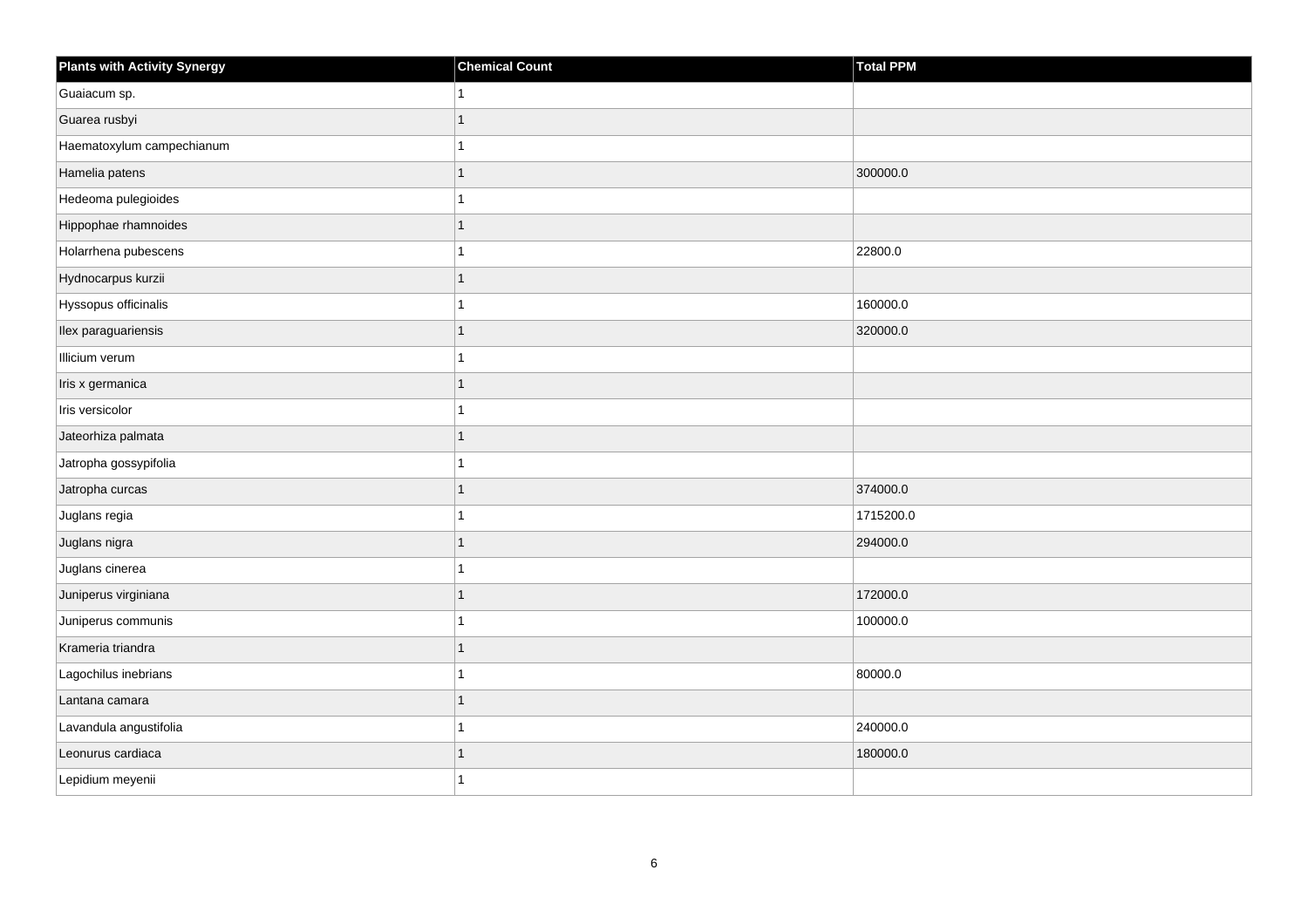| Plants with Activity Synergy | Chemical Count | Total PPM |
|---|---|---|
| Guaiacum sp. | 1 | |
| Guarea rusbyi | 1 | |
| Haematoxylum campechianum | 1 | |
| Hamelia patens | 1 | 300000.0 |
| Hedeoma pulegioides | 1 | |
| Hippophae rhamnoides | 1 | |
| Holarrhena pubescens | 1 | 22800.0 |
| Hydnocarpus kurzii | 1 | |
| Hyssopus officinalis | 1 | 160000.0 |
| Ilex paraguariensis | 1 | 320000.0 |
| Illicium verum | 1 | |
| Iris x germanica | 1 | |
| Iris versicolor | 1 | |
| Jateorhiza palmata | 1 | |
| Jatropha gossypifolia | 1 | |
| Jatropha curcas | 1 | 374000.0 |
| Juglans regia | 1 | 1715200.0 |
| Juglans nigra | 1 | 294000.0 |
| Juglans cinerea | 1 | |
| Juniperus virginiana | 1 | 172000.0 |
| Juniperus communis | 1 | 100000.0 |
| Krameria triandra | 1 | |
| Lagochilus inebrians | 1 | 80000.0 |
| Lantana camara | 1 | |
| Lavandula angustifolia | 1 | 240000.0 |
| Leonurus cardiaca | 1 | 180000.0 |
| Lepidium meyenii | 1 | |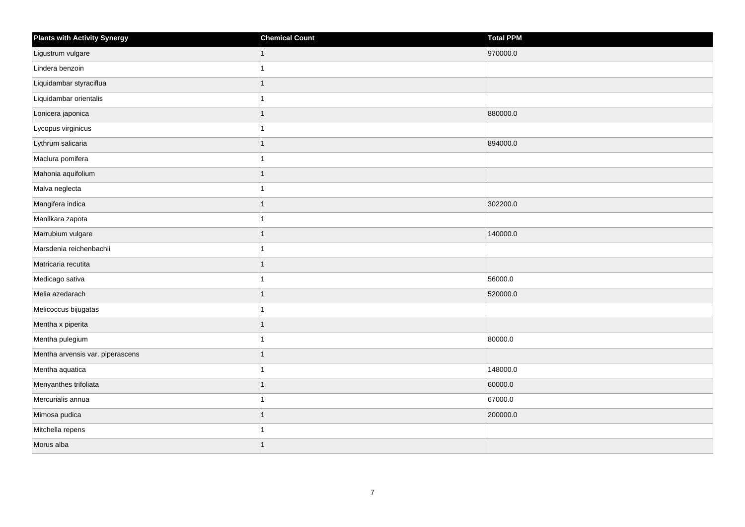| Plants with Activity Synergy | Chemical Count | Total PPM |
| --- | --- | --- |
| Ligustrum vulgare | 1 | 970000.0 |
| Lindera benzoin | 1 | |
| Liquidambar styraciflua | 1 | |
| Liquidambar orientalis | 1 | |
| Lonicera japonica | 1 | 880000.0 |
| Lycopus virginicus | 1 | |
| Lythrum salicaria | 1 | 894000.0 |
| Maclura pomifera | 1 | |
| Mahonia aquifolium | 1 | |
| Malva neglecta | 1 | |
| Mangifera indica | 1 | 302200.0 |
| Manilkara zapota | 1 | |
| Marrubium vulgare | 1 | 140000.0 |
| Marsdenia reichenbachii | 1 | |
| Matricaria recutita | 1 | |
| Medicago sativa | 1 | 56000.0 |
| Melia azedarach | 1 | 520000.0 |
| Melicoccus bijugatas | 1 | |
| Mentha x piperita | 1 | |
| Mentha pulegium | 1 | 80000.0 |
| Mentha arvensis var. piperascens | 1 | |
| Mentha aquatica | 1 | 148000.0 |
| Menyanthes trifoliata | 1 | 60000.0 |
| Mercurialis annua | 1 | 67000.0 |
| Mimosa pudica | 1 | 200000.0 |
| Mitchella repens | 1 | |
| Morus alba | 1 | |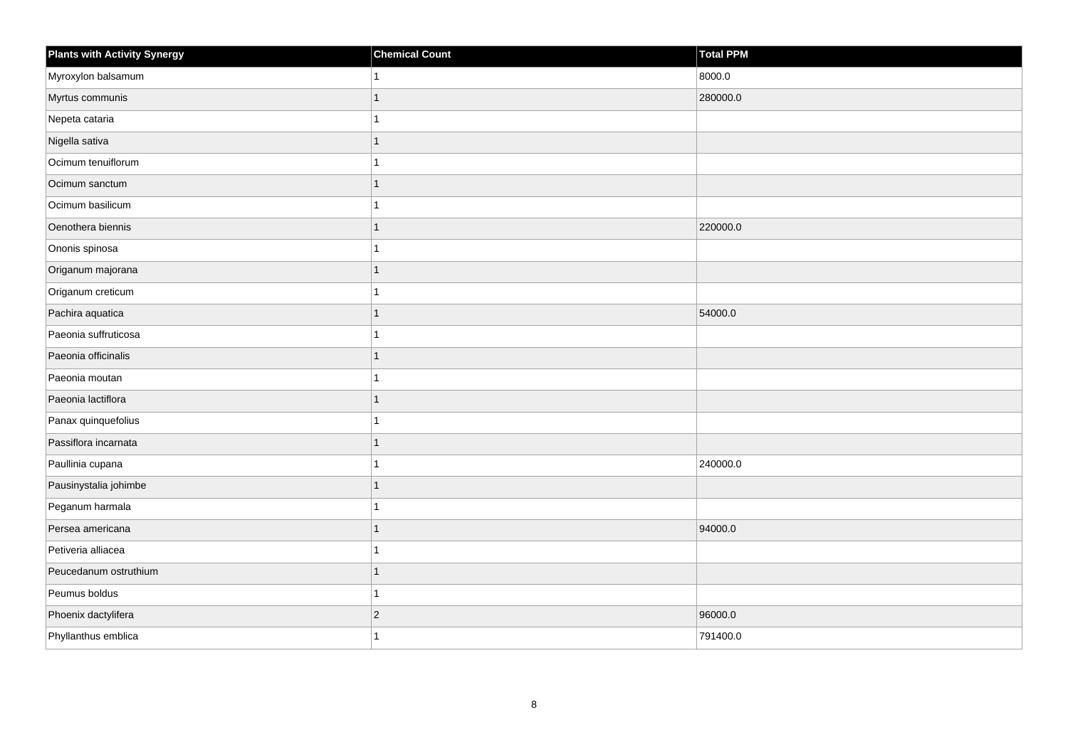| Plants with Activity Synergy | Chemical Count | Total PPM |
| --- | --- | --- |
| Myroxylon balsamum | 1 | 8000.0 |
| Myrtus communis | 1 | 280000.0 |
| Nepeta cataria | 1 | |
| Nigella sativa | 1 | |
| Ocimum tenuiflorum | 1 | |
| Ocimum sanctum | 1 | |
| Ocimum basilicum | 1 | |
| Oenothera biennis | 1 | 220000.0 |
| Ononis spinosa | 1 | |
| Origanum majorana | 1 | |
| Origanum creticum | 1 | |
| Pachira aquatica | 1 | 54000.0 |
| Paeonia suffruticosa | 1 | |
| Paeonia officinalis | 1 | |
| Paeonia moutan | 1 | |
| Paeonia lactiflora | 1 | |
| Panax quinquefolius | 1 | |
| Passiflora incarnata | 1 | |
| Paullinia cupana | 1 | 240000.0 |
| Pausinystalia johimbe | 1 | |
| Peganum harmala | 1 | |
| Persea americana | 1 | 94000.0 |
| Petiveria alliacea | 1 | |
| Peucedanum ostruthium | 1 | |
| Peumus boldus | 1 | |
| Phoenix dactylifera | 2 | 96000.0 |
| Phyllanthus emblica | 1 | 791400.0 |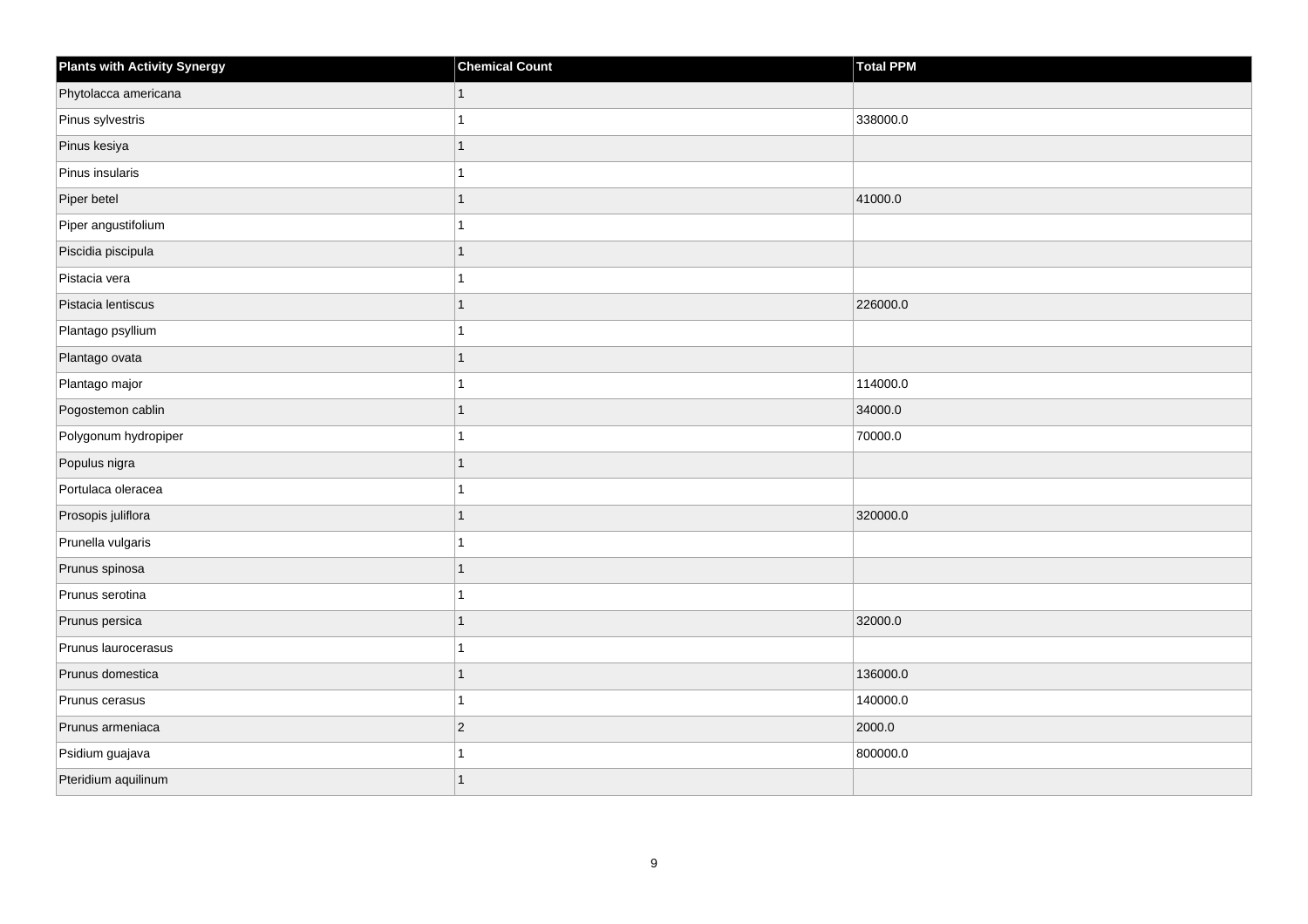| Plants with Activity Synergy | Chemical Count | Total PPM |
| --- | --- | --- |
| Phytolacca americana | 1 | |
| Pinus sylvestris | 1 | 338000.0 |
| Pinus kesiya | 1 | |
| Pinus insularis | 1 | |
| Piper betel | 1 | 41000.0 |
| Piper angustifolium | 1 | |
| Piscidia piscipula | 1 | |
| Pistacia vera | 1 | |
| Pistacia lentiscus | 1 | 226000.0 |
| Plantago psyllium | 1 | |
| Plantago ovata | 1 | |
| Plantago major | 1 | 114000.0 |
| Pogostemon cablin | 1 | 34000.0 |
| Polygonum hydropiper | 1 | 70000.0 |
| Populus nigra | 1 | |
| Portulaca oleracea | 1 | |
| Prosopis juliflora | 1 | 320000.0 |
| Prunella vulgaris | 1 | |
| Prunus spinosa | 1 | |
| Prunus serotina | 1 | |
| Prunus persica | 1 | 32000.0 |
| Prunus laurocerasus | 1 | |
| Prunus domestica | 1 | 136000.0 |
| Prunus cerasus | 1 | 140000.0 |
| Prunus armeniaca | 2 | 2000.0 |
| Psidium guajava | 1 | 800000.0 |
| Pteridium aquilinum | 1 | |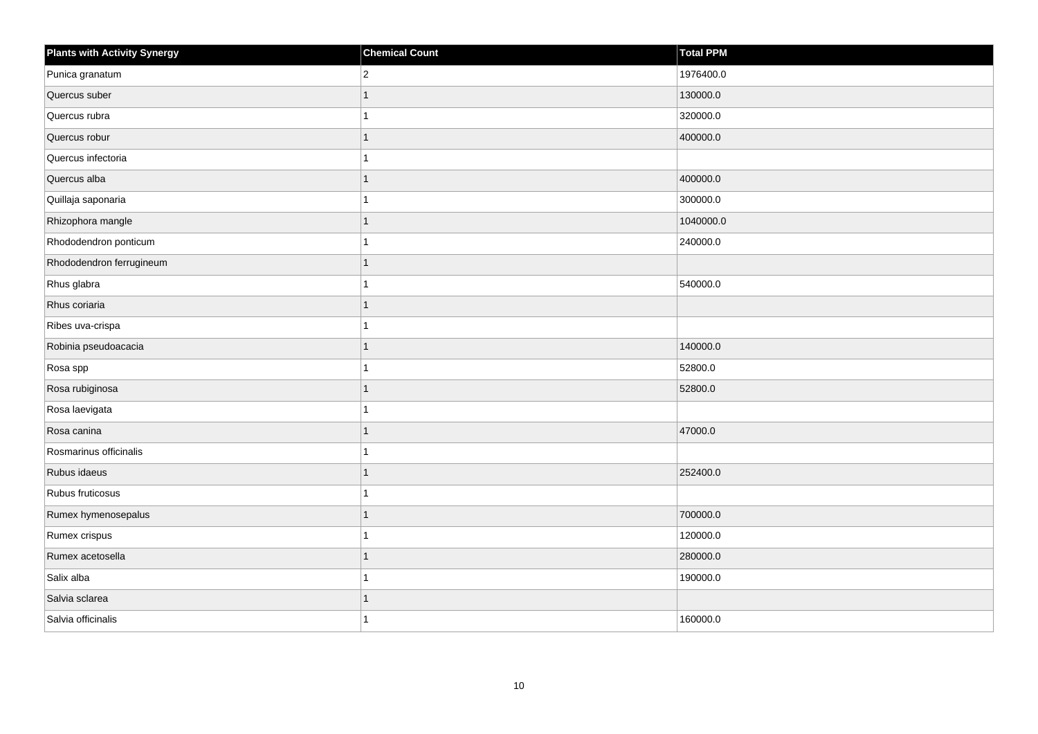| Plants with Activity Synergy | Chemical Count | Total PPM |
| --- | --- | --- |
| Punica granatum | 2 | 1976400.0 |
| Quercus suber | 1 | 130000.0 |
| Quercus rubra | 1 | 320000.0 |
| Quercus robur | 1 | 400000.0 |
| Quercus infectoria | 1 | |
| Quercus alba | 1 | 400000.0 |
| Quillaja saponaria | 1 | 300000.0 |
| Rhizophora mangle | 1 | 1040000.0 |
| Rhododendron ponticum | 1 | 240000.0 |
| Rhododendron ferrugineum | 1 | |
| Rhus glabra | 1 | 540000.0 |
| Rhus coriaria | 1 | |
| Ribes uva-crispa | 1 | |
| Robinia pseudoacacia | 1 | 140000.0 |
| Rosa spp | 1 | 52800.0 |
| Rosa rubiginosa | 1 | 52800.0 |
| Rosa laevigata | 1 | |
| Rosa canina | 1 | 47000.0 |
| Rosmarinus officinalis | 1 | |
| Rubus idaeus | 1 | 252400.0 |
| Rubus fruticosus | 1 | |
| Rumex hymenosepalus | 1 | 700000.0 |
| Rumex crispus | 1 | 120000.0 |
| Rumex acetosella | 1 | 280000.0 |
| Salix alba | 1 | 190000.0 |
| Salvia sclarea | 1 | |
| Salvia officinalis | 1 | 160000.0 |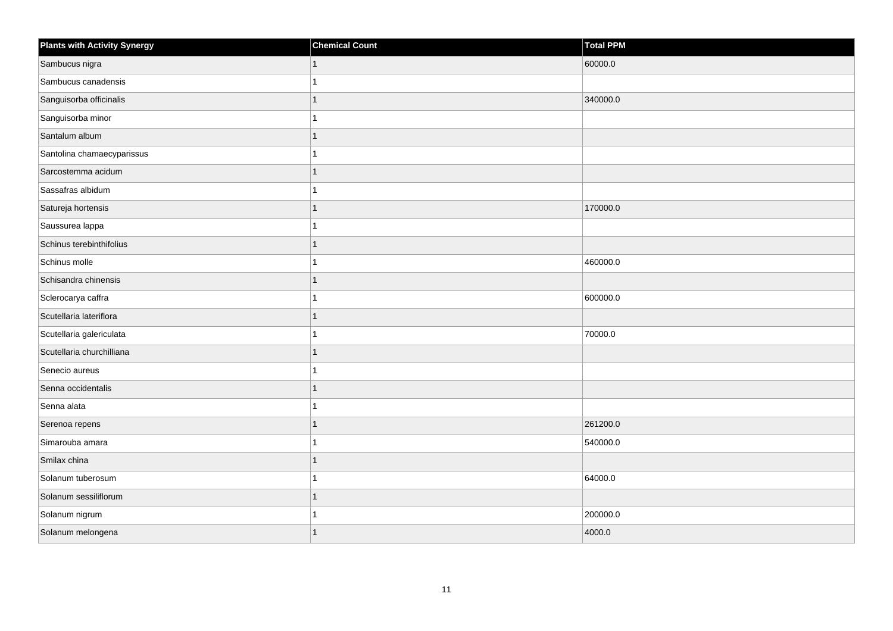| Plants with Activity Synergy | Chemical Count | Total PPM |
|---|---|---|
| Sambucus nigra | 1 | 60000.0 |
| Sambucus canadensis | 1 | |
| Sanguisorba officinalis | 1 | 340000.0 |
| Sanguisorba minor | 1 | |
| Santalum album | 1 | |
| Santolina chamaecyparissus | 1 | |
| Sarcostemma acidum | 1 | |
| Sassafras albidum | 1 | |
| Satureja hortensis | 1 | 170000.0 |
| Saussurea lappa | 1 | |
| Schinus terebinthifolius | 1 | |
| Schinus molle | 1 | 460000.0 |
| Schisandra chinensis | 1 | |
| Sclerocarya caffra | 1 | 600000.0 |
| Scutellaria lateriflora | 1 | |
| Scutellaria galericulata | 1 | 70000.0 |
| Scutellaria churchilliana | 1 | |
| Senecio aureus | 1 | |
| Senna occidentalis | 1 | |
| Senna alata | 1 | |
| Serenoa repens | 1 | 261200.0 |
| Simarouba amara | 1 | 540000.0 |
| Smilax china | 1 | |
| Solanum tuberosum | 1 | 64000.0 |
| Solanum sessiliflorum | 1 | |
| Solanum nigrum | 1 | 200000.0 |
| Solanum melongena | 1 | 4000.0 |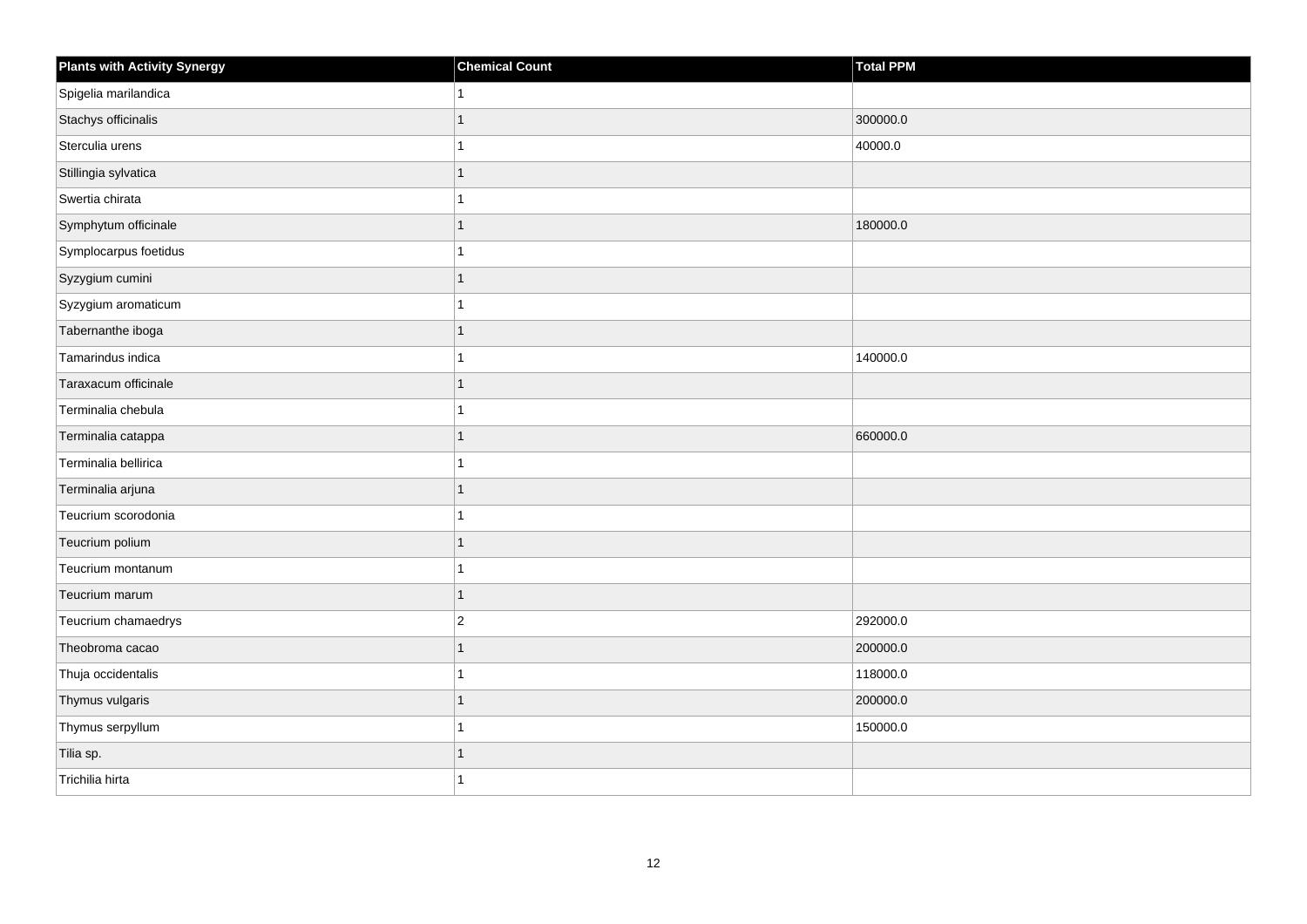| Plants with Activity Synergy | Chemical Count | Total PPM |
| --- | --- | --- |
| Spigelia marilandica | 1 | |
| Stachys officinalis | 1 | 300000.0 |
| Sterculia urens | 1 | 40000.0 |
| Stillingia sylvatica | 1 | |
| Swertia chirata | 1 | |
| Symphytum officinale | 1 | 180000.0 |
| Symplocarpus foetidus | 1 | |
| Syzygium cumini | 1 | |
| Syzygium aromaticum | 1 | |
| Tabernanthe iboga | 1 | |
| Tamarindus indica | 1 | 140000.0 |
| Taraxacum officinale | 1 | |
| Terminalia chebula | 1 | |
| Terminalia catappa | 1 | 660000.0 |
| Terminalia bellirica | 1 | |
| Terminalia arjuna | 1 | |
| Teucrium scorodonia | 1 | |
| Teucrium polium | 1 | |
| Teucrium montanum | 1 | |
| Teucrium marum | 1 | |
| Teucrium chamaedrys | 2 | 292000.0 |
| Theobroma cacao | 1 | 200000.0 |
| Thuja occidentalis | 1 | 118000.0 |
| Thymus vulgaris | 1 | 200000.0 |
| Thymus serpyllum | 1 | 150000.0 |
| Tilia sp. | 1 | |
| Trichilia hirta | 1 | |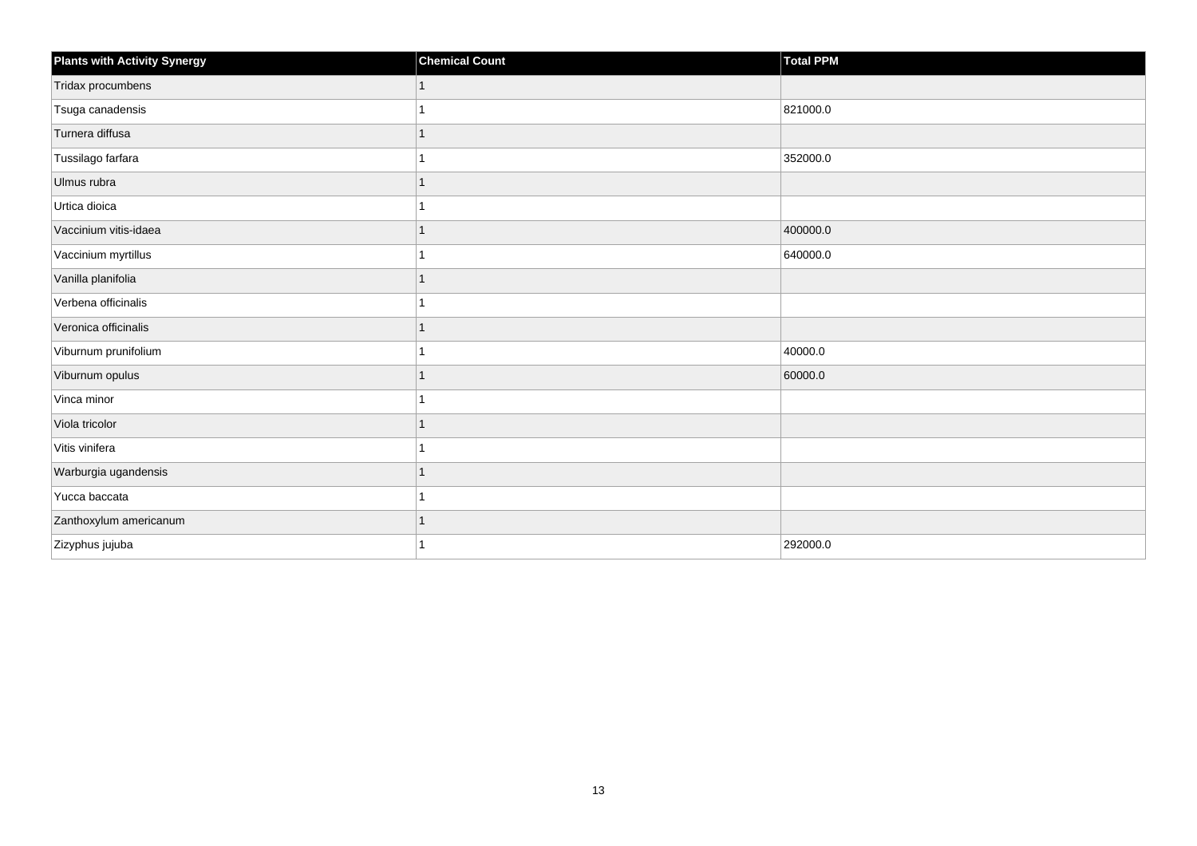| Plants with Activity Synergy | Chemical Count | Total PPM |
| --- | --- | --- |
| Tridax procumbens | 1 | |
| Tsuga canadensis | 1 | 821000.0 |
| Turnera diffusa | 1 | |
| Tussilago farfara | 1 | 352000.0 |
| Ulmus rubra | 1 | |
| Urtica dioica | 1 | |
| Vaccinium vitis-idaea | 1 | 400000.0 |
| Vaccinium myrtillus | 1 | 640000.0 |
| Vanilla planifolia | 1 | |
| Verbena officinalis | 1 | |
| Veronica officinalis | 1 | |
| Viburnum prunifolium | 1 | 40000.0 |
| Viburnum opulus | 1 | 60000.0 |
| Vinca minor | 1 | |
| Viola tricolor | 1 | |
| Vitis vinifera | 1 | |
| Warburgia ugandensis | 1 | |
| Yucca baccata | 1 | |
| Zanthoxylum americanum | 1 | |
| Zizyphus jujuba | 1 | 292000.0 |